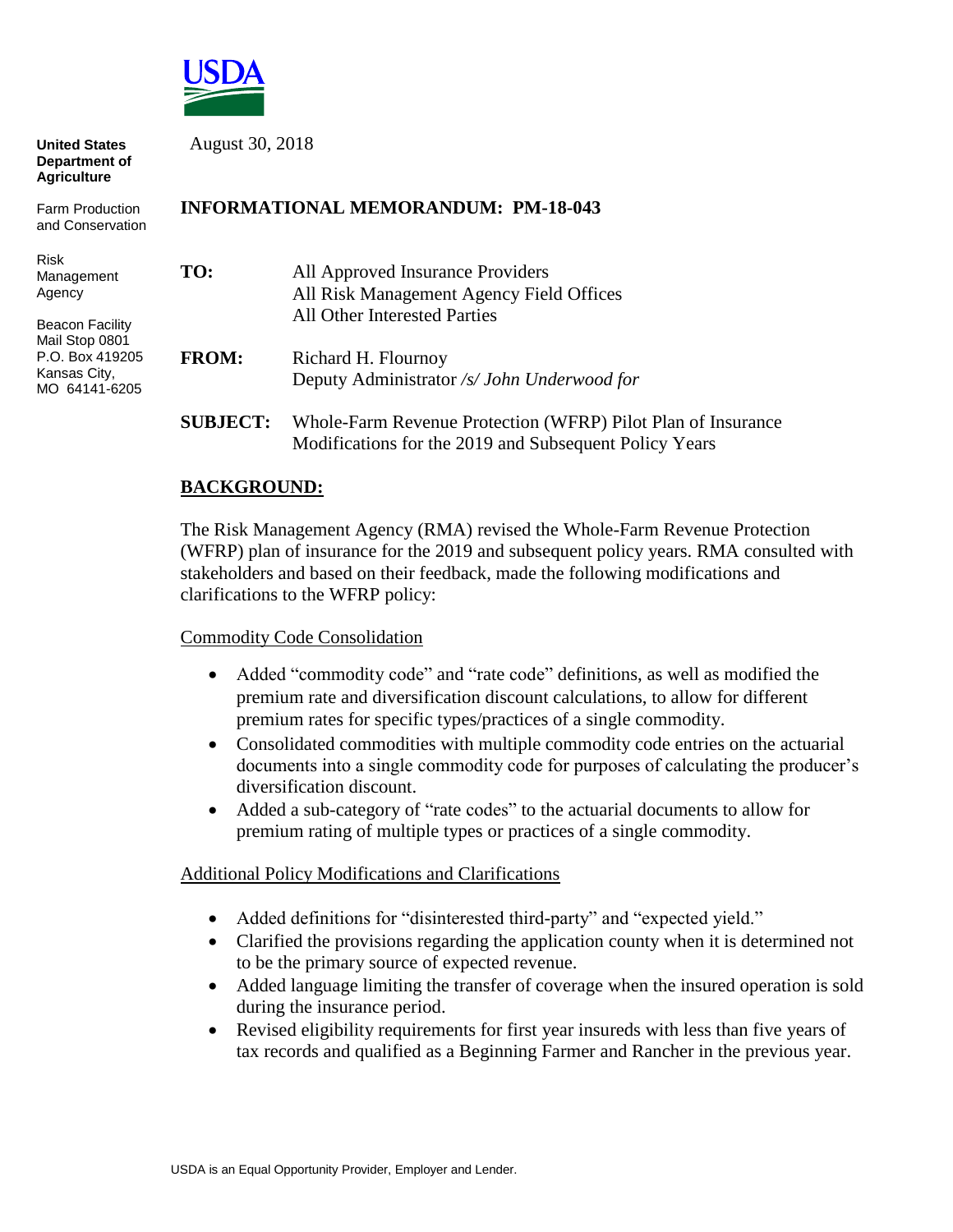**United States Department of Agriculture**

Farm Production and Conservation

Risk Management Agency

Beacon Facility
Mail Stop 0801
P.O. Box 419205
Kansas City, MO 64141-6205

August 30, 2018

**INFORMATIONAL MEMORANDUM: PM-18-043**

**TO:** All Approved Insurance Providers
All Risk Management Agency Field Offices
All Other Interested Parties

**FROM:** Richard H. Flournoy
Deputy Administrator */s/ John Underwood for*

**SUBJECT:** Whole-Farm Revenue Protection (WFRP) Pilot Plan of Insurance Modifications for the 2019 and Subsequent Policy Years

## BACKGROUND:

The Risk Management Agency (RMA) revised the Whole-Farm Revenue Protection (WFRP) plan of insurance for the 2019 and subsequent policy years. RMA consulted with stakeholders and based on their feedback, made the following modifications and clarifications to the WFRP policy:

### Commodity Code Consolidation

- Added "commodity code" and "rate code" definitions, as well as modified the premium rate and diversification discount calculations, to allow for different premium rates for specific types/practices of a single commodity.
- Consolidated commodities with multiple commodity code entries on the actuarial documents into a single commodity code for purposes of calculating the producer's diversification discount.
- Added a sub-category of "rate codes" to the actuarial documents to allow for premium rating of multiple types or practices of a single commodity.

### Additional Policy Modifications and Clarifications

- Added definitions for "disinterested third-party" and "expected yield."
- Clarified the provisions regarding the application county when it is determined not to be the primary source of expected revenue.
- Added language limiting the transfer of coverage when the insured operation is sold during the insurance period.
- Revised eligibility requirements for first year insureds with less than five years of tax records and qualified as a Beginning Farmer and Rancher in the previous year.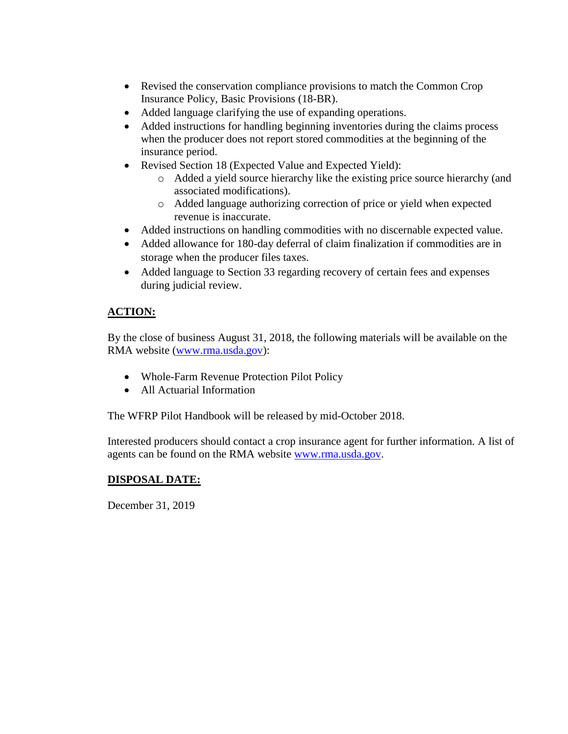- Revised the conservation compliance provisions to match the Common Crop Insurance Policy, Basic Provisions (18-BR).
- Added language clarifying the use of expanding operations.
- Added instructions for handling beginning inventories during the claims process when the producer does not report stored commodities at the beginning of the insurance period.
- Revised Section 18 (Expected Value and Expected Yield):
  - Added a yield source hierarchy like the existing price source hierarchy (and associated modifications).
  - Added language authorizing correction of price or yield when expected revenue is inaccurate.
- Added instructions on handling commodities with no discernable expected value.
- Added allowance for 180-day deferral of claim finalization if commodities are in storage when the producer files taxes.
- Added language to Section 33 regarding recovery of certain fees and expenses during judicial review.

**ACTION:**

By the close of business August 31, 2018, the following materials will be available on the RMA website (www.rma.usda.gov):

- Whole-Farm Revenue Protection Pilot Policy
- All Actuarial Information

The WFRP Pilot Handbook will be released by mid-October 2018.

Interested producers should contact a crop insurance agent for further information. A list of agents can be found on the RMA website www.rma.usda.gov.

**DISPOSAL DATE:**

December 31, 2019